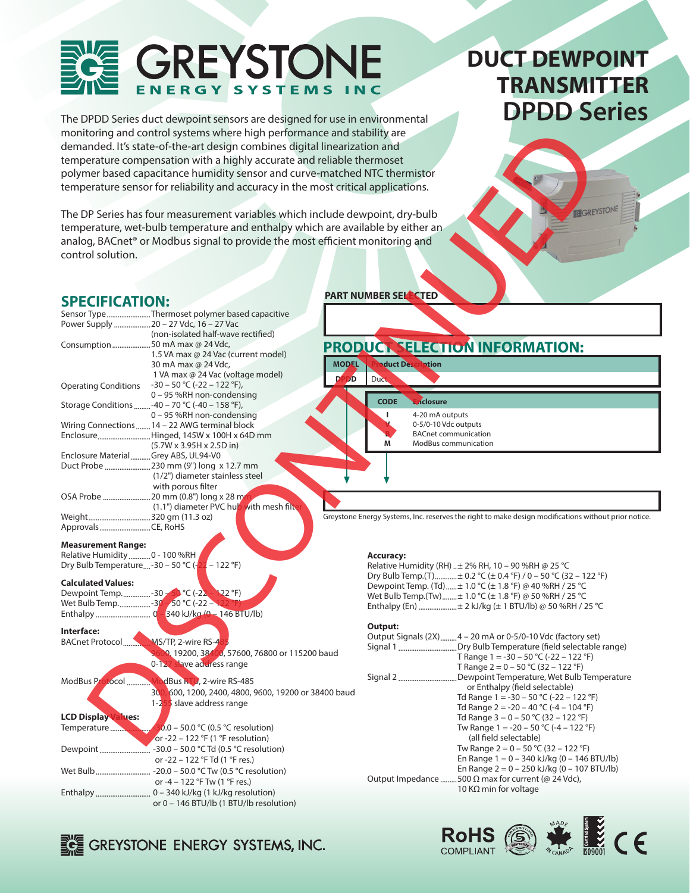# DUCT DEWPOINT TRANSMITTER DPDD Series

The DPDD Series duct dewpoint sensors are designed for use in environmental monitoring and control systems where high performance and stability are demanded. It's state-of-the-art design combines digital linearization and temperature compensation with a highly accurate and reliable thermoset polymer based capacitance humidity sensor and curve-matched NTC thermistor temperature sensor for reliability and accuracy in the most critical applications.

The DP Series has four measurement variables which include dewpoint, dry-bulb temperature, wet-bulb temperature and enthalpy which are available by either an analog, BACnet® or Modbus signal to provide the most efficient monitoring and control solution.

DISCONTINUED

## SPECIFICATION:

- Sensor Type: Thermoset polymer based capacitive
- Power Supply: 20 – 27 Vdc, 16 – 27 Vac (non-isolated half-wave rectified)
- Consumption: 50 mA max @ 24 Vdc, 1.5 VA max @ 24 Vac (current model); 30 mA max @ 24 Vdc, 1 VA max @ 24 Vac (voltage model)
- Operating Conditions: -30 – 50 °C (-22 – 122 °F), 0 – 95 %RH non-condensing
- Storage Conditions: -40 – 70 °C (-40 – 158 °F), 0 – 95 %RH non-condensing
- Wiring Connections: 14 – 22 AWG terminal block
- Enclosure: Hinged, 145W x 100H x 64D mm (5.7W x 3.95H x 2.5D in)
- Enclosure Material: Grey ABS, UL94-V0
- Duct Probe: 230 mm (9") long x 12.7 mm (1/2") diameter stainless steel with porous filter
- OSA Probe: 20 mm (0.8") long x 28 mm (1.1") diameter PVC hub with mesh filter
- Weight: 320 gm (11.3 oz)
- Approvals: CE, RoHS

**Measurement Range:**

- Relative Humidity: 0 - 100 %RH
- Dry Bulb Temperature: -30 – 50 °C (-22 – 122 °F)

**Calculated Values:**

- Dewpoint Temp.: -30 – 50 °C (-22 – 122 °F)
- Wet Bulb Temp.: -30 – 50 °C (-22 – 122 °F)
- Enthalpy: 0 – 340 kJ/kg (0 – 146 BTU/lb)

**Interface:**

- BACnet Protocol: MS/TP, 2-wire RS-485; 9600, 19200, 38400, 57600, 76800 or 115200 baud; 0-127 slave address range
- ModBus Protocol: ModBus RTU, 2-wire RS-485; 300, 600, 1200, 2400, 4800, 9600, 19200 or 38400 baud; 1-255 slave address range

**LCD Display Values:**

- Temperature: -30.0 – 50.0 °C (0.5 °C resolution) or -22 – 122 °F (1 °F resolution)
- Dewpoint: -30.0 – 50.0 °C Td (0.5 °C resolution) or -22 – 122 °F Td (1 °F res.)
- Wet Bulb: -20.0 – 50.0 °C Tw (0.5 °C resolution) or -4 – 122 °F Tw (1 °F res.)
- Enthalpy: 0 – 340 kJ/kg (1 kJ/kg resolution) or 0 – 146 BTU/lb (1 BTU/lb resolution)

**PART NUMBER SELECTED**

## PRODUCT SELECTION INFORMATION:

| MODEL | Product Description |
|---|---|
| DPDD | Duct |

| CODE | Enclosure |
|---|---|
| I | 4-20 mA outputs |
| V | 0-5/0-10 Vdc outputs |
| B | BACnet communication |
| M | ModBus communication |

Greystone Energy Systems, Inc. reserves the right to make design modifications without prior notice.

**Accuracy:**

- Relative Humidity (RH): ± 2% RH, 10 – 90 %RH @ 25 °C
- Dry Bulb Temp.(T): ± 0.2 °C (± 0.4 °F) / 0 – 50 °C (32 – 122 °F)
- Dewpoint Temp. (Td): ± 1.0 °C (± 1.8 °F) @ 40 %RH / 25 °C
- Wet Bulb Temp.(Tw): ± 1.0 °C (± 1.8 °F) @ 50 %RH / 25 °C
- Enthalpy (En): ± 2 kJ/kg (± 1 BTU/lb) @ 50 %RH / 25 °C

**Output:**

- Output Signals (2X): 4 – 20 mA or 0-5/0-10 Vdc (factory set)
- Signal 1: Dry Bulb Temperature (field selectable range)
  - T Range 1 = -30 – 50 °C (-22 – 122 °F)
  - T Range 2 = 0 – 50 °C (32 – 122 °F)
- Signal 2: Dewpoint Temperature, Wet Bulb Temperature or Enthalpy (field selectable)
  - Td Range 1 = -30 – 50 °C (-22 – 122 °F)
  - Td Range 2 = -20 – 40 °C (-4 – 104 °F)
  - Td Range 3 = 0 – 50 °C (32 – 122 °F)
  - Tw Range 1 = -20 – 50 °C (-4 – 122 °F) (all field selectable)
  - Tw Range 2 = 0 – 50 °C (32 – 122 °F)
  - En Range 1 = 0 – 340 kJ/kg (0 – 146 BTU/lb)
  - En Range 2 = 0 – 250 kJ/kg (0 – 107 BTU/lb)
- Output Impedance: 500 Ω max for current (@ 24 Vdc), 10 KΩ min for voltage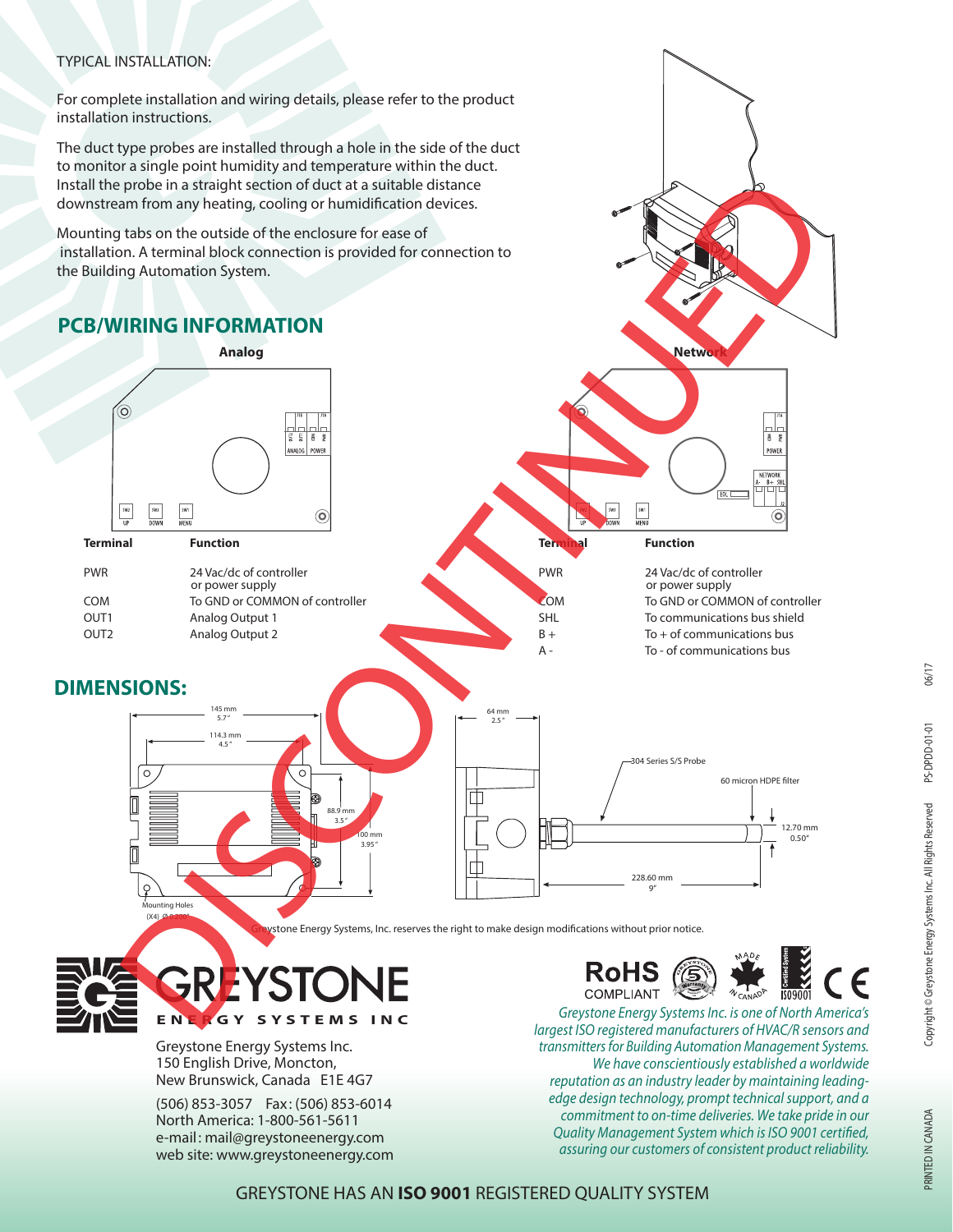TYPICAL INSTALLATION:

For complete installation and wiring details, please refer to the product installation instructions.

The duct type probes are installed through a hole in the side of the duct to monitor a single point humidity and temperature within the duct. Install the probe in a straight section of duct at a suitable distance downstream from any heating, cooling or humidification devices.

Mounting tabs on the outside of the enclosure for ease of installation. A terminal block connection is provided for connection to the Building Automation System.

DISCONTINUED

## PCB/WIRING INFORMATION

### Analog

| Terminal | Function |
|---|---|
| PWR | 24 Vac/dc of controller or power supply |
| COM | To GND or COMMON of controller |
| OUT1 | Analog Output 1 |
| OUT2 | Analog Output 2 |

### Network

| Terminal | Function |
|---|---|
| PWR | 24 Vac/dc of controller or power supply |
| COM | To GND or COMMON of controller |
| SHL | To communications bus shield |
| B + | To + of communications bus |
| A - | To - of communications bus |

## DIMENSIONS:

145 mm
5.7"

114.3 mm
4.5"

88.9 mm
3.5"

100 mm
3.95"

Mounting Holes
(X4) Ø 0.200"

64 mm
2.5"

304 Series S/S Probe

60 micron HDPE filter

12.70 mm
0.50"

228.60 mm
9"

Greystone Energy Systems, Inc. reserves the right to make design modifications without prior notice.

GREYSTONE
ENERGY SYSTEMS INC

Greystone Energy Systems Inc.
150 English Drive, Moncton,
New Brunswick, Canada E1E 4G7

(506) 853-3057 Fax: (506) 853-6014
North America: 1-800-561-5611
e-mail: mail@greystoneenergy.com
web site: www.greystoneenergy.com

RoHS COMPLIANT

*Greystone Energy Systems Inc. is one of North America's largest ISO registered manufacturers of HVAC/R sensors and transmitters for Building Automation Management Systems. We have conscientiously established a worldwide reputation as an industry leader by maintaining leading-edge design technology, prompt technical support, and a commitment to on-time deliveries. We take pride in our Quality Management System which is ISO 9001 certified, assuring our customers of consistent product reliability.*

GREYSTONE HAS AN **ISO 9001** REGISTERED QUALITY SYSTEM

PRINTED IN CANADA Copyright © Greystone Energy Systems Inc. All Rights Reserved PS-DPDD-01-01 06/17